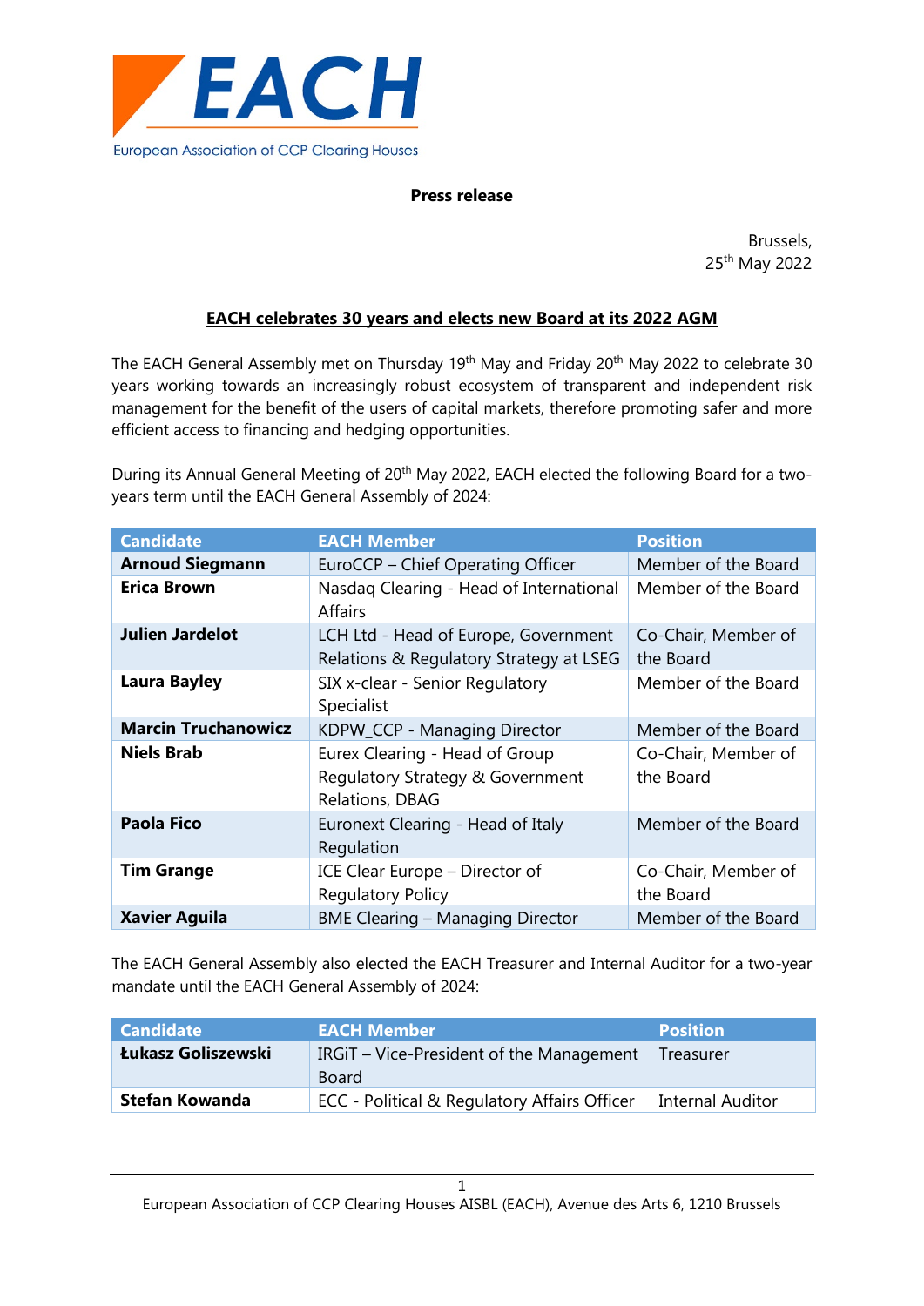EACH

European Association of CCP Clearing Houses

**Press release**

Brussels,
25th May 2022

## EACH celebrates 30 years and elects new Board at its 2022 AGM

The EACH General Assembly met on Thursday 19th May and Friday 20th May 2022 to celebrate 30 years working towards an increasingly robust ecosystem of transparent and independent risk management for the benefit of the users of capital markets, therefore promoting safer and more efficient access to financing and hedging opportunities.

During its Annual General Meeting of 20th May 2022, EACH elected the following Board for a two-years term until the EACH General Assembly of 2024:

| Candidate | EACH Member | Position |
|---|---|---|
| **Arnoud Siegmann** | EuroCCP – Chief Operating Officer | Member of the Board |
| **Erica Brown** | Nasdaq Clearing - Head of International Affairs | Member of the Board |
| **Julien Jardelot** | LCH Ltd - Head of Europe, Government Relations & Regulatory Strategy at LSEG | Co-Chair, Member of the Board |
| **Laura Bayley** | SIX x-clear - Senior Regulatory Specialist | Member of the Board |
| **Marcin Truchanowicz** | KDPW_CCP - Managing Director | Member of the Board |
| **Niels Brab** | Eurex Clearing - Head of Group Regulatory Strategy & Government Relations, DBAG | Co-Chair, Member of the Board |
| **Paola Fico** | Euronext Clearing - Head of Italy Regulation | Member of the Board |
| **Tim Grange** | ICE Clear Europe – Director of Regulatory Policy | Co-Chair, Member of the Board |
| **Xavier Aguila** | BME Clearing – Managing Director | Member of the Board |

The EACH General Assembly also elected the EACH Treasurer and Internal Auditor for a two-year mandate until the EACH General Assembly of 2024:

| Candidate | EACH Member | Position |
|---|---|---|
| **Łukasz Goliszewski** | IRGiT – Vice-President of the Management Board | Treasurer |
| **Stefan Kowanda** | ECC - Political & Regulatory Affairs Officer | Internal Auditor |

European Association of CCP Clearing Houses AISBL (EACH), Avenue des Arts 6, 1210 Brussels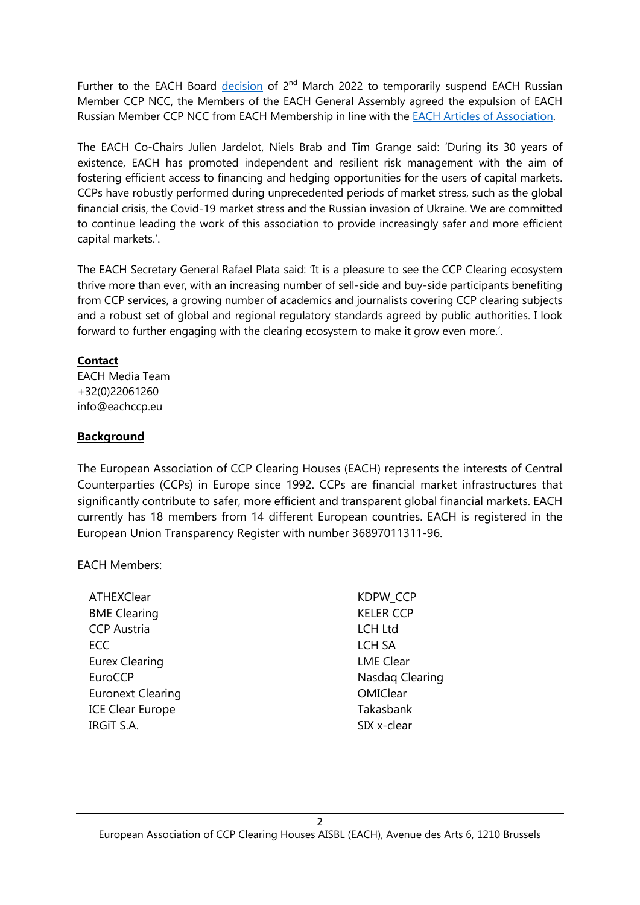Further to the EACH Board decision of 2nd March 2022 to temporarily suspend EACH Russian Member CCP NCC, the Members of the EACH General Assembly agreed the expulsion of EACH Russian Member CCP NCC from EACH Membership in line with the EACH Articles of Association.

The EACH Co-Chairs Julien Jardelot, Niels Brab and Tim Grange said: 'During its 30 years of existence, EACH has promoted independent and resilient risk management with the aim of fostering efficient access to financing and hedging opportunities for the users of capital markets. CCPs have robustly performed during unprecedented periods of market stress, such as the global financial crisis, the Covid-19 market stress and the Russian invasion of Ukraine. We are committed to continue leading the work of this association to provide increasingly safer and more efficient capital markets.'.

The EACH Secretary General Rafael Plata said: 'It is a pleasure to see the CCP Clearing ecosystem thrive more than ever, with an increasing number of sell-side and buy-side participants benefiting from CCP services, a growing number of academics and journalists covering CCP clearing subjects and a robust set of global and regional regulatory standards agreed by public authorities. I look forward to further engaging with the clearing ecosystem to make it grow even more.'.

**Contact**

EACH Media Team
+32(0)22061260
info@eachccp.eu

**Background**

The European Association of CCP Clearing Houses (EACH) represents the interests of Central Counterparties (CCPs) in Europe since 1992. CCPs are financial market infrastructures that significantly contribute to safer, more efficient and transparent global financial markets. EACH currently has 18 members from 14 different European countries. EACH is registered in the European Union Transparency Register with number 36897011311-96.

EACH Members:

- ATHEXClear
- BME Clearing
- CCP Austria
- ECC
- Eurex Clearing
- EuroCCP
- Euronext Clearing
- ICE Clear Europe
- IRGiT S.A.
- KDPW_CCP
- KELER CCP
- LCH Ltd
- LCH SA
- LME Clear
- Nasdaq Clearing
- OMIClear
- Takasbank
- SIX x-clear

European Association of CCP Clearing Houses AISBL (EACH), Avenue des Arts 6, 1210 Brussels